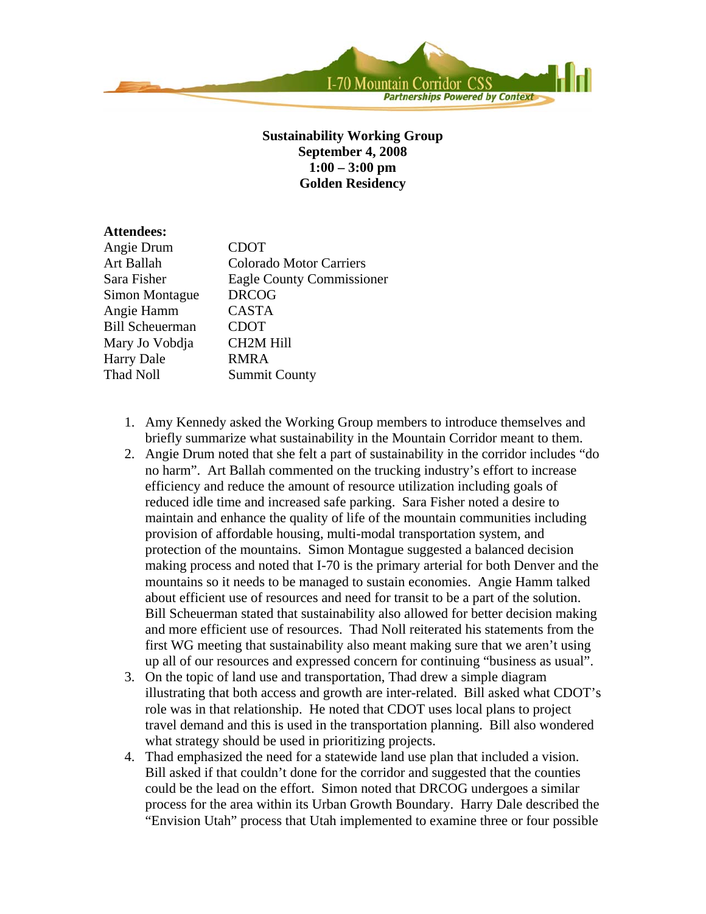**Sustainability Working Group**
**September 4, 2008**
**1:00 – 3:00 pm**
**Golden Residency**

**Attendees:**

| | |
|---|---|
| Angie Drum | CDOT |
| Art Ballah | Colorado Motor Carriers |
| Sara Fisher | Eagle County Commissioner |
| Simon Montague | DRCOG |
| Angie Hamm | CASTA |
| Bill Scheuerman | CDOT |
| Mary Jo Vobdja | CH2M Hill |
| Harry Dale | RMRA |
| Thad Noll | Summit County |

1. Amy Kennedy asked the Working Group members to introduce themselves and briefly summarize what sustainability in the Mountain Corridor meant to them.
2. Angie Drum noted that she felt a part of sustainability in the corridor includes "do no harm". Art Ballah commented on the trucking industry's effort to increase efficiency and reduce the amount of resource utilization including goals of reduced idle time and increased safe parking. Sara Fisher noted a desire to maintain and enhance the quality of life of the mountain communities including provision of affordable housing, multi-modal transportation system, and protection of the mountains. Simon Montague suggested a balanced decision making process and noted that I-70 is the primary arterial for both Denver and the mountains so it needs to be managed to sustain economies. Angie Hamm talked about efficient use of resources and need for transit to be a part of the solution. Bill Scheuerman stated that sustainability also allowed for better decision making and more efficient use of resources. Thad Noll reiterated his statements from the first WG meeting that sustainability also meant making sure that we aren't using up all of our resources and expressed concern for continuing "business as usual".
3. On the topic of land use and transportation, Thad drew a simple diagram illustrating that both access and growth are inter-related. Bill asked what CDOT's role was in that relationship. He noted that CDOT uses local plans to project travel demand and this is used in the transportation planning. Bill also wondered what strategy should be used in prioritizing projects.
4. Thad emphasized the need for a statewide land use plan that included a vision. Bill asked if that couldn't done for the corridor and suggested that the counties could be the lead on the effort. Simon noted that DRCOG undergoes a similar process for the area within its Urban Growth Boundary. Harry Dale described the "Envision Utah" process that Utah implemented to examine three or four possible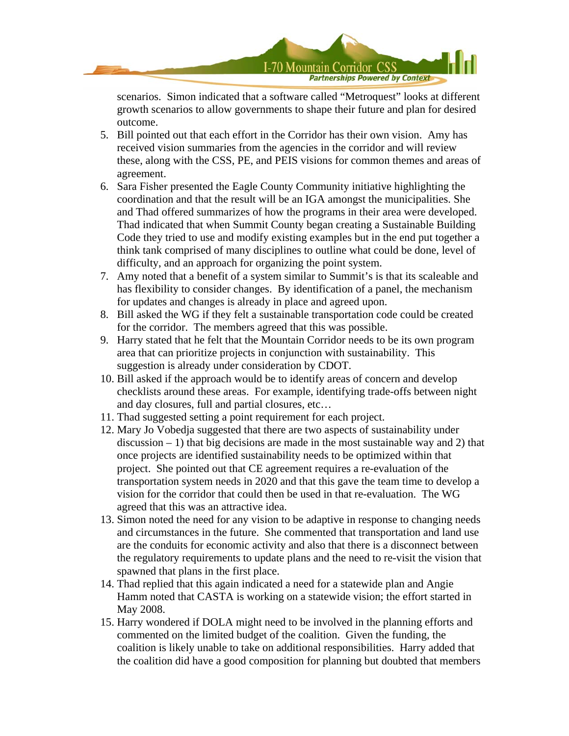scenarios. Simon indicated that a software called "Metroquest" looks at different growth scenarios to allow governments to shape their future and plan for desired outcome.

5. Bill pointed out that each effort in the Corridor has their own vision. Amy has received vision summaries from the agencies in the corridor and will review these, along with the CSS, PE, and PEIS visions for common themes and areas of agreement.
6. Sara Fisher presented the Eagle County Community initiative highlighting the coordination and that the result will be an IGA amongst the municipalities. She and Thad offered summarizes of how the programs in their area were developed. Thad indicated that when Summit County began creating a Sustainable Building Code they tried to use and modify existing examples but in the end put together a think tank comprised of many disciplines to outline what could be done, level of difficulty, and an approach for organizing the point system.
7. Amy noted that a benefit of a system similar to Summit's is that its scaleable and has flexibility to consider changes. By identification of a panel, the mechanism for updates and changes is already in place and agreed upon.
8. Bill asked the WG if they felt a sustainable transportation code could be created for the corridor. The members agreed that this was possible.
9. Harry stated that he felt that the Mountain Corridor needs to be its own program area that can prioritize projects in conjunction with sustainability. This suggestion is already under consideration by CDOT.
10. Bill asked if the approach would be to identify areas of concern and develop checklists around these areas. For example, identifying trade-offs between night and day closures, full and partial closures, etc…
11. Thad suggested setting a point requirement for each project.
12. Mary Jo Vobedja suggested that there are two aspects of sustainability under discussion – 1) that big decisions are made in the most sustainable way and 2) that once projects are identified sustainability needs to be optimized within that project. She pointed out that CE agreement requires a re-evaluation of the transportation system needs in 2020 and that this gave the team time to develop a vision for the corridor that could then be used in that re-evaluation. The WG agreed that this was an attractive idea.
13. Simon noted the need for any vision to be adaptive in response to changing needs and circumstances in the future. She commented that transportation and land use are the conduits for economic activity and also that there is a disconnect between the regulatory requirements to update plans and the need to re-visit the vision that spawned that plans in the first place.
14. Thad replied that this again indicated a need for a statewide plan and Angie Hamm noted that CASTA is working on a statewide vision; the effort started in May 2008.
15. Harry wondered if DOLA might need to be involved in the planning efforts and commented on the limited budget of the coalition. Given the funding, the coalition is likely unable to take on additional responsibilities. Harry added that the coalition did have a good composition for planning but doubted that members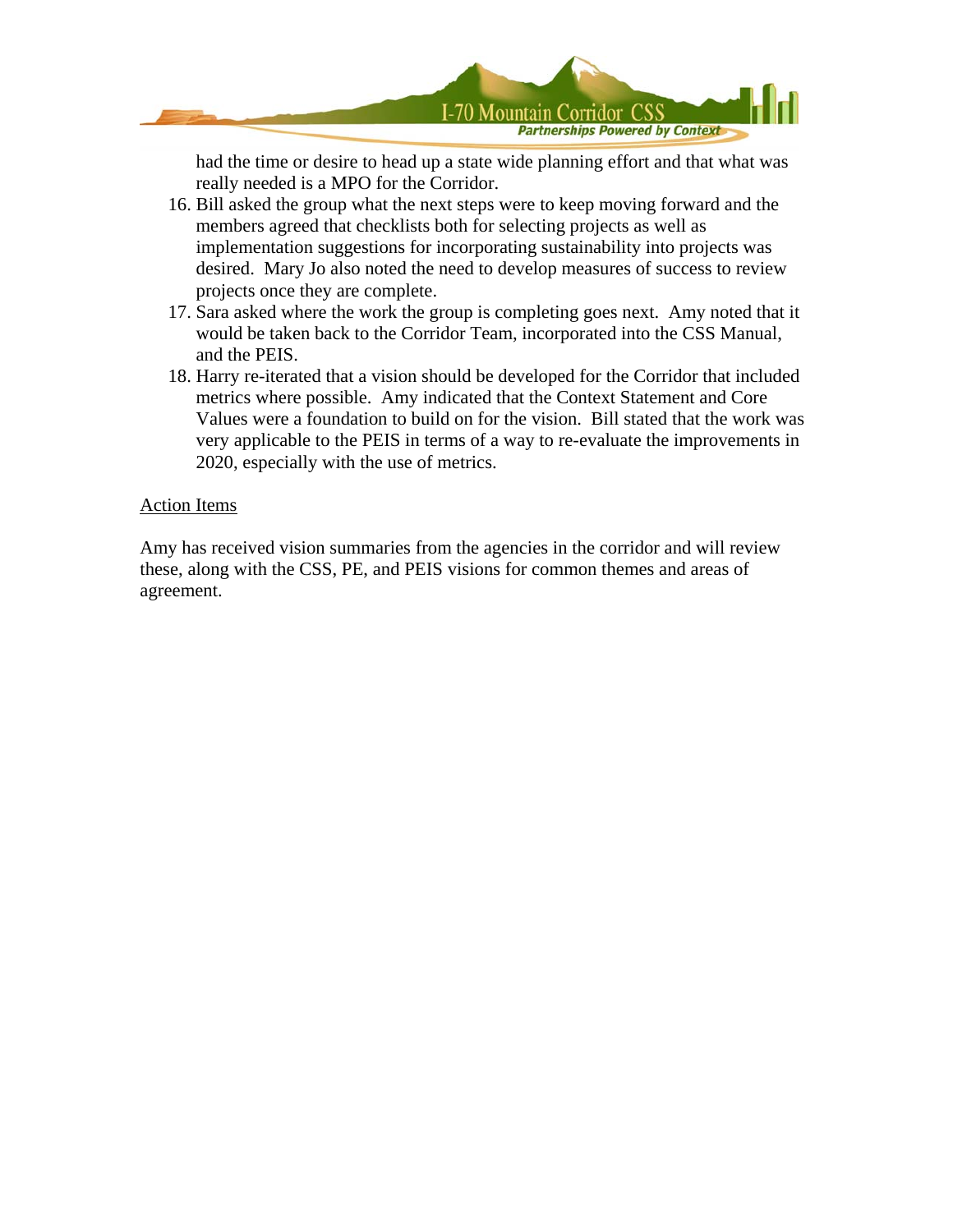had the time or desire to head up a state wide planning effort and that what was really needed is a MPO for the Corridor.

16. Bill asked the group what the next steps were to keep moving forward and the members agreed that checklists both for selecting projects as well as implementation suggestions for incorporating sustainability into projects was desired. Mary Jo also noted the need to develop measures of success to review projects once they are complete.
17. Sara asked where the work the group is completing goes next. Amy noted that it would be taken back to the Corridor Team, incorporated into the CSS Manual, and the PEIS.
18. Harry re-iterated that a vision should be developed for the Corridor that included metrics where possible. Amy indicated that the Context Statement and Core Values were a foundation to build on for the vision. Bill stated that the work was very applicable to the PEIS in terms of a way to re-evaluate the improvements in 2020, especially with the use of metrics.

<u>Action Items</u>

Amy has received vision summaries from the agencies in the corridor and will review these, along with the CSS, PE, and PEIS visions for common themes and areas of agreement.